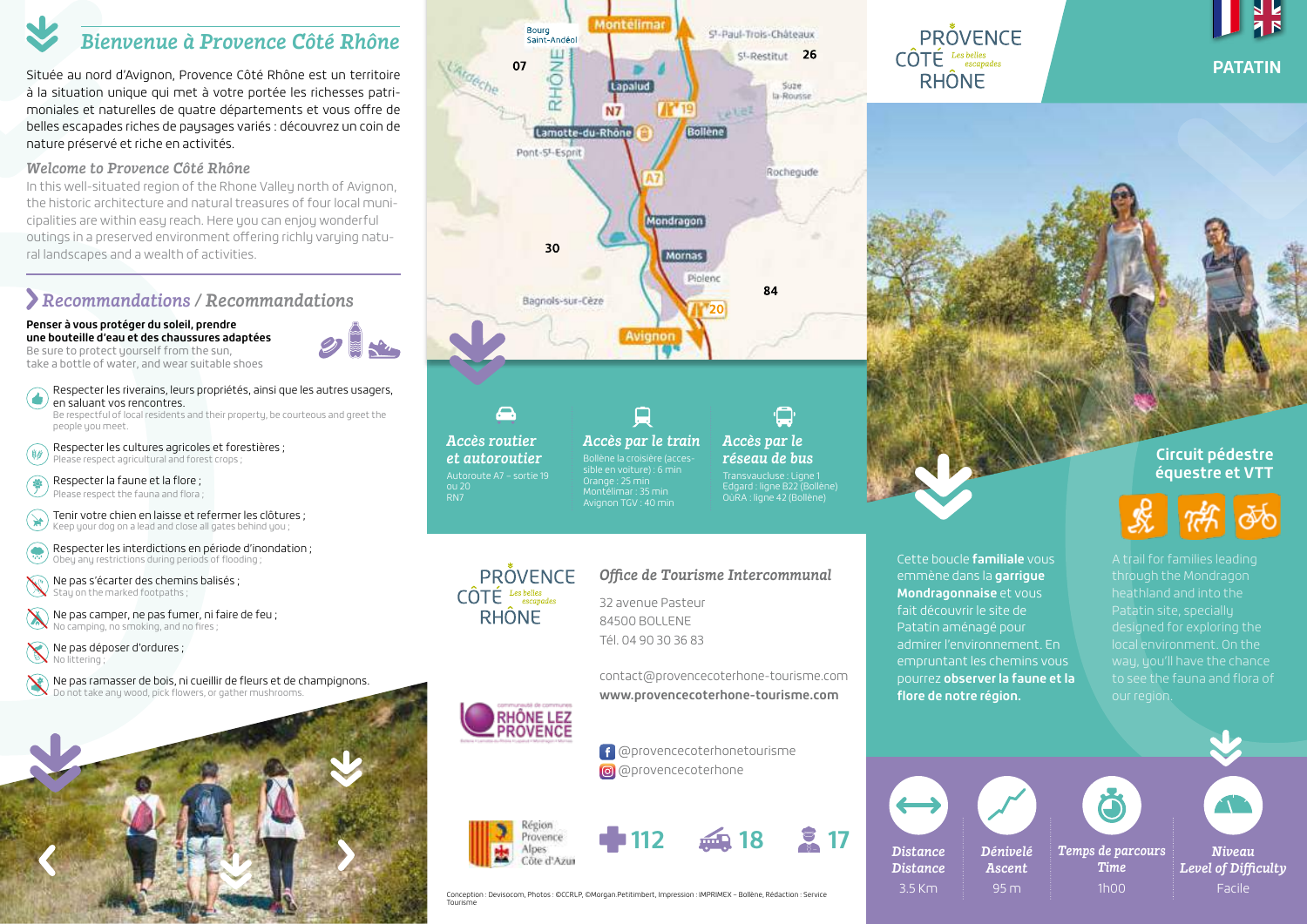# Bienvenue à Provence Côté Rhône

Située au nord d'Avignon, Provence Côté Rhône est un territoire à la situation unique qui met à votre portée les richesses patrimoniales et naturelles de quatre départements et vous offre de belles escapades riches de paysages variés : découvrez un coin de nature préservé et riche en activités.

## *Welcome to Provence Côté Rhône*

In this well-situated region of the Rhone Valley north of Avignon, the historic architecture and natural treasures of four local municipalities are within easy reach. Here you can enjoy wonderful outings in a preserved environment offering richly varying natural landscapes and a wealth of activities.

## Recommandations / *Recommandations*

**Penser à vous protéger du soleil, prendre une bouteille d'eau et des chaussures adaptées**
Be sure to protect yourself from the sun, take a bottle of water, and wear suitable shoes

- Respecter les riverains, leurs propriétés, ainsi que les autres usagers, en saluant vos rencontres.
  Be respectful of local residents and their property, be courteous and greet the people you meet.
- Respecter les cultures agricoles et forestières ;
  Please respect agricultural and forest crops ;
- Respecter la faune et la flore ;
  Please respect the fauna and flora ;
- Tenir votre chien en laisse et refermer les clôtures ;
  Keep your dog on a lead and close all gates behind you ;
- Respecter les interdictions en période d'inondation ;
  Obey any restrictions during periods of flooding ;
- Ne pas s'écarter des chemins balisés ;
  Stay on the marked footpaths ;
- Ne pas camper, ne pas fumer, ni faire de feu ;
  No camping, no smoking, and no fires ;
- Ne pas déposer d'ordures ;
  No littering ;
- Ne pas ramasser de bois, ni cueillir de fleurs et de champignons.
  Do not take any wood, pick flowers, or gather mushrooms.

Bourg Saint-Andéol, Montélimar, St-Paul-Trois-Châteaux, St-Restitut, Suze la-Rousse, Lapalud, Lamotte-du-Rhône, Bollène, Pont-St-Esprit, Rochegude, Mondragon, Mornas, Piolenc, Bagnols-sur-Cèze, Avignon, L'Ardèche, Rhône, Le Lez, N7, A7, 19, 20, 07, 26, 30, 84

### Accès routier et autoroutier
Autoroute A7 – sortie 19 ou 20
RN7

### Accès par le train
Bollène la croisière (accessible en voiture) : 6 min
Orange : 25 min
Montélimar : 35 min
Avignon TGV : 40 min

### Accès par le réseau de bus
Transvaucluse : Ligne 1
Edgard : ligne B22 (Bollène)
OùRA : ligne 42 (Bollène)

PROVENCE CÔTÉ RHÔNE *Les belles escapades*

### *Office de Tourisme Intercommunal*

32 avenue Pasteur
84500 BOLLENE
Tél. 04 90 30 36 83

contact@provencecoterhone-tourisme.com
**www.provencecoterhone-tourisme.com**

@provencecoterhonetourisme
@provencecoterhone

Communauté de communes RHÔNE LEZ PROVENCE

Région Provence Alpes Côte d'Azur

112 — 18 — 17

Conception : Devisocom, Photos : ©CCRLP, ©Morgan.Petitimbert, Impression : IMPRIMEX – Bollène, Rédaction : Service Tourisme

# PATATIN

PROVENCE CÔTÉ RHÔNE *Les belles escapades*

## Circuit pédestre équestre et VTT

Cette boucle **familiale** vous emmène dans la **garrigue Mondragonnaise** et vous fait découvrir le site de Patatin aménagé pour admirer l'environnement. En empruntant les chemins vous pourrez **observer la faune et la flore de notre région.**

A trail for families leading through the Mondragon heathland and into the Patatin site, specially designed for exploring the local environment. On the way, you'll have the chance to see the fauna and flora of our region.

| Distance / *Distance* | Dénivelé / *Ascent* | Temps de parcours / *Time* | Niveau / *Level of Difficulty* |
|---|---|---|---|
| 3.5 Km | 95 m | 1h00 | Facile |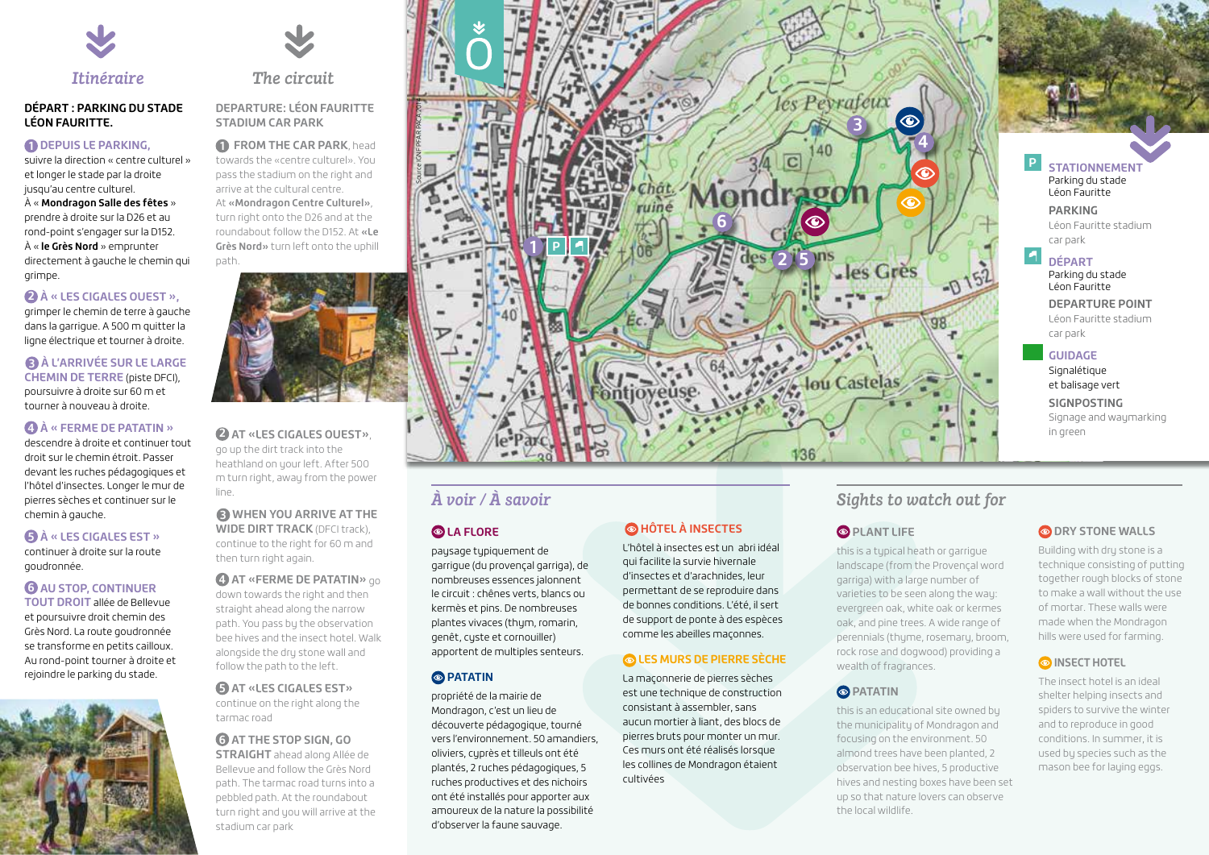## Itinéraire

**DÉPART : PARKING DU STADE LÉON FAURITTE.**

**1 DEPUIS LE PARKING,** suivre la direction « centre culturel » et longer le stade par la droite jusqu'au centre culturel.
À « **Mondragon Salle des fêtes** » prendre à droite sur la D26 et au rond-point s'engager sur la D152.
À « **le Grès Nord** » emprunter directement à gauche le chemin qui grimpe.

**2 À « LES CIGALES OUEST »,** grimper le chemin de terre à gauche dans la garrigue. A 500 m quitter la ligne électrique et tourner à droite.

**3 À L'ARRIVÉE SUR LE LARGE CHEMIN DE TERRE** (piste DFCI), poursuivre à droite sur 60 m et tourner à nouveau à droite.

**4 À « FERME DE PATATIN »** descendre à droite et continuer tout droit sur le chemin étroit. Passer devant les ruches pédagogiques et l'hôtel d'insectes. Longer le mur de pierres sèches et continuer sur le chemin à gauche.

**5 À « LES CIGALES EST »** continuer à droite sur la route goudronnée.

**6 AU STOP, CONTINUER TOUT DROIT** allée de Bellevue et poursuivre droit chemin des Grès Nord. La route goudronnée se transforme en petits cailloux. Au rond-point tourner à droite et rejoindre le parking du stade.

## The circuit

**DEPARTURE: LÉON FAURITTE STADIUM CAR PARK**

**1 FROM THE CAR PARK,** head towards the «centre culturel». You pass the stadium on the right and arrive at the cultural centre.
At **«Mondragon Centre Culturel»**, turn right onto the D26 and at the roundabout follow the D152. At **«Le Grès Nord»** turn left onto the uphill path.

**2 AT «LES CIGALES OUEST»,** go up the dirt track into the heathland on your left. After 500 m turn right, away from the power line.

**3 WHEN YOU ARRIVE AT THE WIDE DIRT TRACK** (DFCI track), continue to the right for 60 m and then turn right again.

**4 AT «FERME DE PATATIN»** go down towards the right and then straight ahead along the narrow path. You pass by the observation bee hives and the insect hotel. Walk alongside the dry stone wall and follow the path to the left.

**5 AT «LES CIGALES EST»** continue on the right along the tarmac road

**6 AT THE STOP SIGN, GO STRAIGHT** ahead along Allée de Bellevue and follow the Grès Nord path. The tarmac road turns into a pebbled path. At the roundabout turn right and you will arrive at the stadium car park

Source IGN PFAR PACA 2014

les Peyrafeux
Mondragon
Chât. ruiné
des Grès
les Grès
lou Castelas
Fontjoyeuse
le Parc

**P STATIONNEMENT**
Parking du stade Léon Fauritte

**PARKING**
Léon Fauritte stadium car park

**DÉPART**
Parking du stade Léon Fauritte

**DEPARTURE POINT**
Léon Fauritte stadium car park

**GUIDAGE**
Signalétique et balisage vert

**SIGNPOSTING**
Signage and waymarking in green

## À voir / À savoir

### LA FLORE
paysage typiquement de garrigue (du provençal garriga), de nombreuses essences jalonnent le circuit : chênes verts, blancs ou kermès et pins. De nombreuses plantes vivaces (thym, romarin, genêt, cyste et cornouiller) apportent de multiples senteurs.

### PATATIN
propriété de la mairie de Mondragon, c'est un lieu de découverte pédagogique, tourné vers l'environnement. 50 amandiers, oliviers, cyprès et tilleuls ont été plantés, 2 ruches pédagogiques, 5 ruches productives et des nichoirs ont été installés pour apporter aux amoureux de la nature la possibilité d'observer la faune sauvage.

### HÔTEL À INSECTES
L'hôtel à insectes est un abri idéal qui facilite la survie hivernale d'insectes et d'arachnides, leur permettant de se reproduire dans de bonnes conditions. L'été, il sert de support de ponte à des espèces comme les abeilles maçonnes.

### LES MURS DE PIERRE SÈCHE
La maçonnerie de pierres sèches est une technique de construction consistant à assembler, sans aucun mortier à liant, des blocs de pierres bruts pour monter un mur. Ces murs ont été réalisés lorsque les collines de Mondragon étaient cultivées

## Sights to watch out for

### PLANT LIFE
this is a typical heath or garrigue landscape (from the Provençal word garriga) with a large number of varieties to be seen along the way: evergreen oak, white oak or kermes oak, and pine trees. A wide range of perennials (thyme, rosemary, broom, rock rose and dogwood) providing a wealth of fragrances.

### PATATIN
this is an educational site owned by the municipality of Mondragon and focusing on the environment. 50 almond trees have been planted, 2 observation bee hives, 5 productive hives and nesting boxes have been set up so that nature lovers can observe the local wildlife.

### DRY STONE WALLS
Building with dry stone is a technique consisting of putting together rough blocks of stone to make a wall without the use of mortar. These walls were made when the Mondragon hills were used for farming.

### INSECT HOTEL
The insect hotel is an ideal shelter helping insects and spiders to survive the winter and to reproduce in good conditions. In summer, it is used by species such as the mason bee for laying eggs.